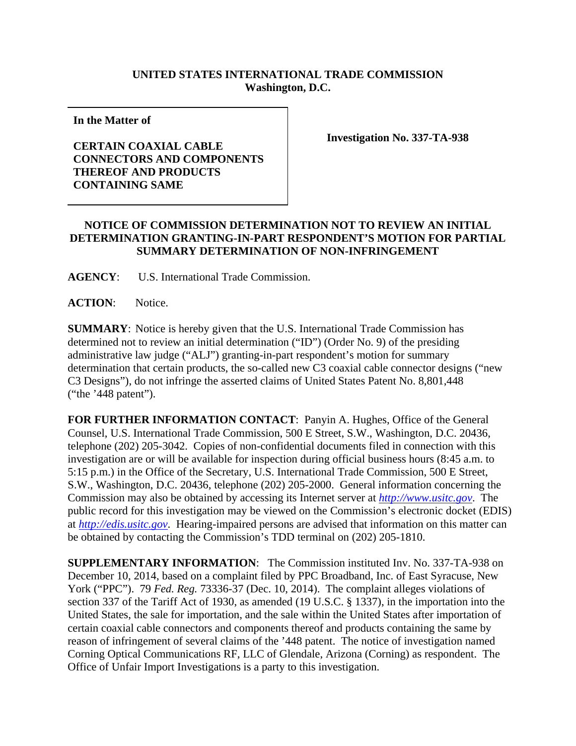**UNITED STATES INTERNATIONAL TRADE COMMISSION**
**Washington, D.C.**

| **In the Matter of**<br><br>**CERTAIN COAXIAL CABLE CONNECTORS AND COMPONENTS THEREOF AND PRODUCTS CONTAINING SAME** | **Investigation No. 337-TA-938** |
|---|---|

**NOTICE OF COMMISSION DETERMINATION NOT TO REVIEW AN INITIAL DETERMINATION GRANTING-IN-PART RESPONDENT'S MOTION FOR PARTIAL SUMMARY DETERMINATION OF NON-INFRINGEMENT**

**AGENCY**: U.S. International Trade Commission.

**ACTION**: Notice.

**SUMMARY**: Notice is hereby given that the U.S. International Trade Commission has determined not to review an initial determination ("ID") (Order No. 9) of the presiding administrative law judge ("ALJ") granting-in-part respondent's motion for summary determination that certain products, the so-called new C3 coaxial cable connector designs ("new C3 Designs"), do not infringe the asserted claims of United States Patent No. 8,801,448 ("the '448 patent").

**FOR FURTHER INFORMATION CONTACT**: Panyin A. Hughes, Office of the General Counsel, U.S. International Trade Commission, 500 E Street, S.W., Washington, D.C. 20436, telephone (202) 205-3042. Copies of non-confidential documents filed in connection with this investigation are or will be available for inspection during official business hours (8:45 a.m. to 5:15 p.m.) in the Office of the Secretary, U.S. International Trade Commission, 500 E Street, S.W., Washington, D.C. 20436, telephone (202) 205-2000. General information concerning the Commission may also be obtained by accessing its Internet server at *http://www.usitc.gov*. The public record for this investigation may be viewed on the Commission's electronic docket (EDIS) at *http://edis.usitc.gov*. Hearing-impaired persons are advised that information on this matter can be obtained by contacting the Commission's TDD terminal on (202) 205-1810.

**SUPPLEMENTARY INFORMATION**: The Commission instituted Inv. No. 337-TA-938 on December 10, 2014, based on a complaint filed by PPC Broadband, Inc. of East Syracuse, New York ("PPC"). 79 *Fed. Reg.* 73336-37 (Dec. 10, 2014). The complaint alleges violations of section 337 of the Tariff Act of 1930, as amended (19 U.S.C. § 1337), in the importation into the United States, the sale for importation, and the sale within the United States after importation of certain coaxial cable connectors and components thereof and products containing the same by reason of infringement of several claims of the '448 patent. The notice of investigation named Corning Optical Communications RF, LLC of Glendale, Arizona (Corning) as respondent. The Office of Unfair Import Investigations is a party to this investigation.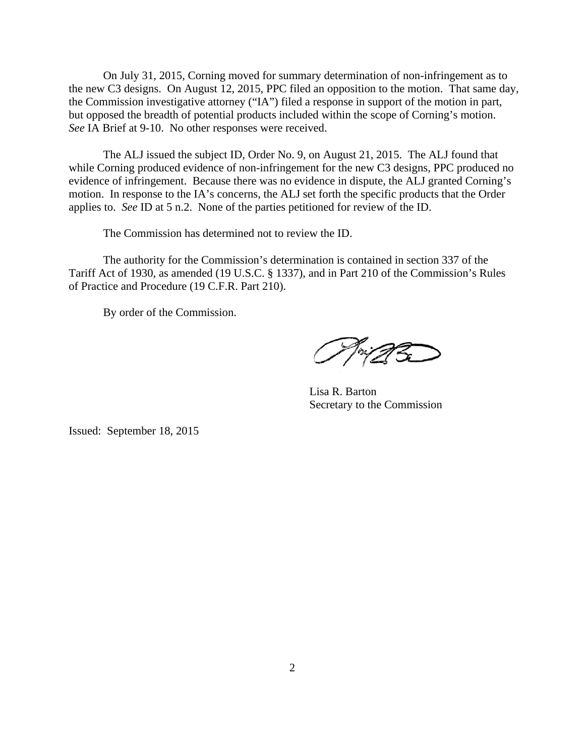On July 31, 2015, Corning moved for summary determination of non-infringement as to the new C3 designs. On August 12, 2015, PPC filed an opposition to the motion. That same day, the Commission investigative attorney ("IA") filed a response in support of the motion in part, but opposed the breadth of potential products included within the scope of Corning's motion. *See* IA Brief at 9-10. No other responses were received.

The ALJ issued the subject ID, Order No. 9, on August 21, 2015. The ALJ found that while Corning produced evidence of non-infringement for the new C3 designs, PPC produced no evidence of infringement. Because there was no evidence in dispute, the ALJ granted Corning's motion. In response to the IA's concerns, the ALJ set forth the specific products that the Order applies to. *See* ID at 5 n.2. None of the parties petitioned for review of the ID.

The Commission has determined not to review the ID.

The authority for the Commission's determination is contained in section 337 of the Tariff Act of 1930, as amended (19 U.S.C. § 1337), and in Part 210 of the Commission's Rules of Practice and Procedure (19 C.F.R. Part 210).

By order of the Commission.

Lisa R. Barton
Secretary to the Commission

Issued: September 18, 2015